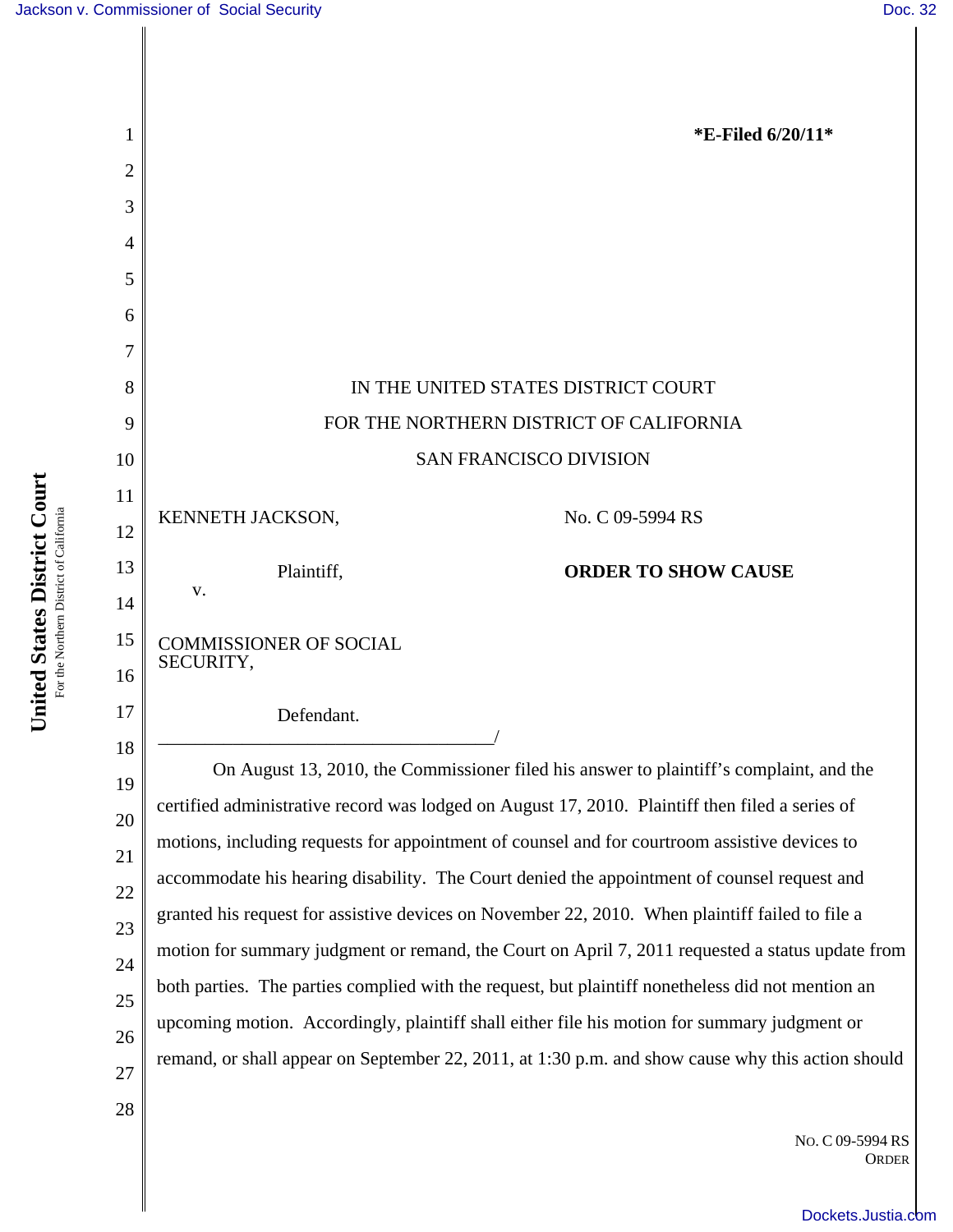**\*E-Filed 6/20/11\***

IN THE UNITED STATES DISTRICT COURT

FOR THE NORTHERN DISTRICT OF CALIFORNIA

SAN FRANCISCO DIVISION

KENNETH JACKSON,

Plaintiff,

v.

COMMISSIONER OF SOCIAL SECURITY,

Defendant.

No. C 09-5994 RS

**ORDER TO SHOW CAUSE**

On August 13, 2010, the Commissioner filed his answer to plaintiff's complaint, and the certified administrative record was lodged on August 17, 2010. Plaintiff then filed a series of motions, including requests for appointment of counsel and for courtroom assistive devices to accommodate his hearing disability. The Court denied the appointment of counsel request and granted his request for assistive devices on November 22, 2010. When plaintiff failed to file a motion for summary judgment or remand, the Court on April 7, 2011 requested a status update from both parties. The parties complied with the request, but plaintiff nonetheless did not mention an upcoming motion. Accordingly, plaintiff shall either file his motion for summary judgment or remand, or shall appear on September 22, 2011, at 1:30 p.m. and show cause why this action should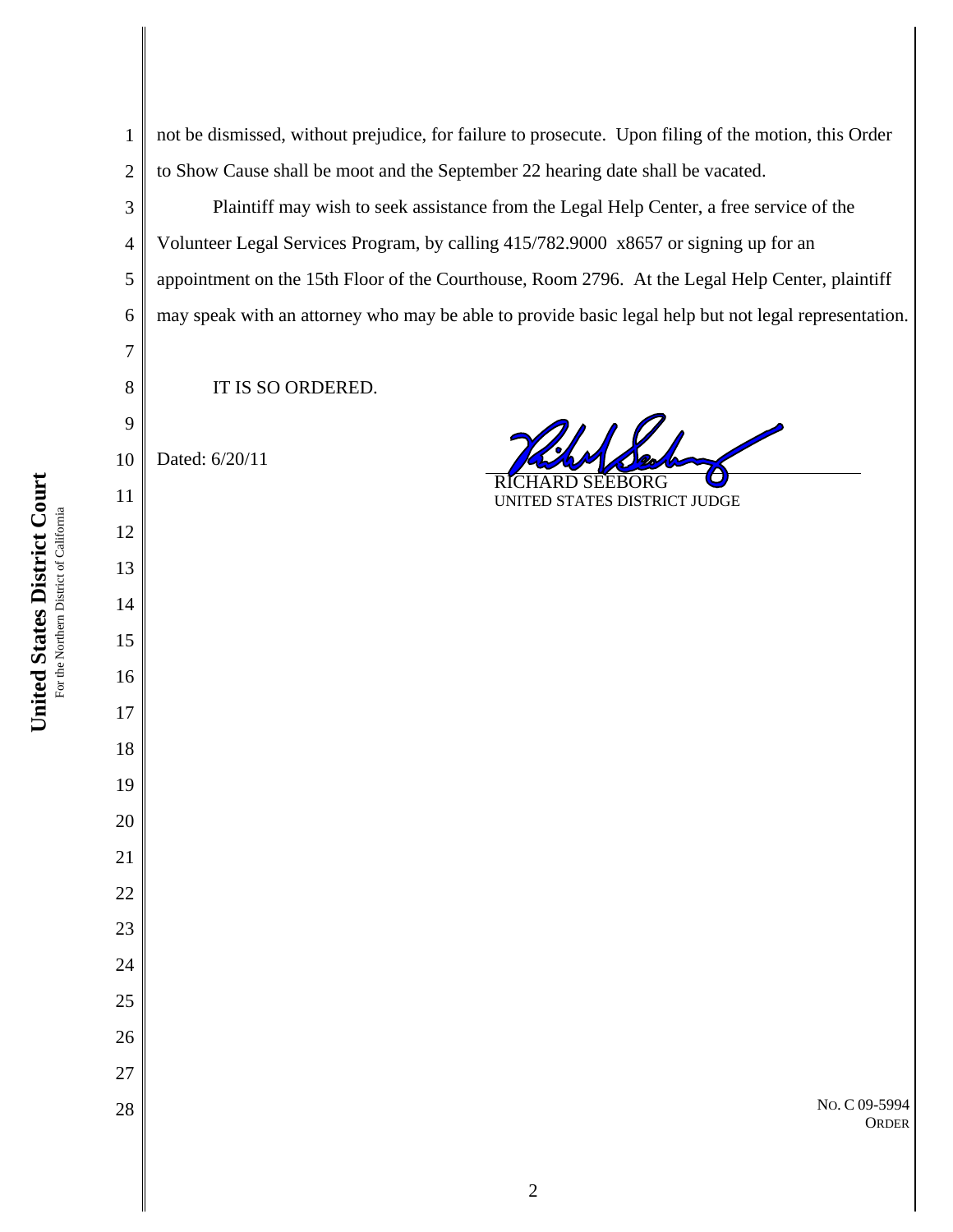not be dismissed, without prejudice, for failure to prosecute. Upon filing of the motion, this Order to Show Cause shall be moot and the September 22 hearing date shall be vacated.

Plaintiff may wish to seek assistance from the Legal Help Center, a free service of the Volunteer Legal Services Program, by calling 415/782.9000 x8657 or signing up for an appointment on the 15th Floor of the Courthouse, Room 2796. At the Legal Help Center, plaintiff may speak with an attorney who may be able to provide basic legal help but not legal representation.

IT IS SO ORDERED.

Dated: 6/20/11

RICHARD SEEBORG
UNITED STATES DISTRICT JUDGE

NO. C 09-5994
ORDER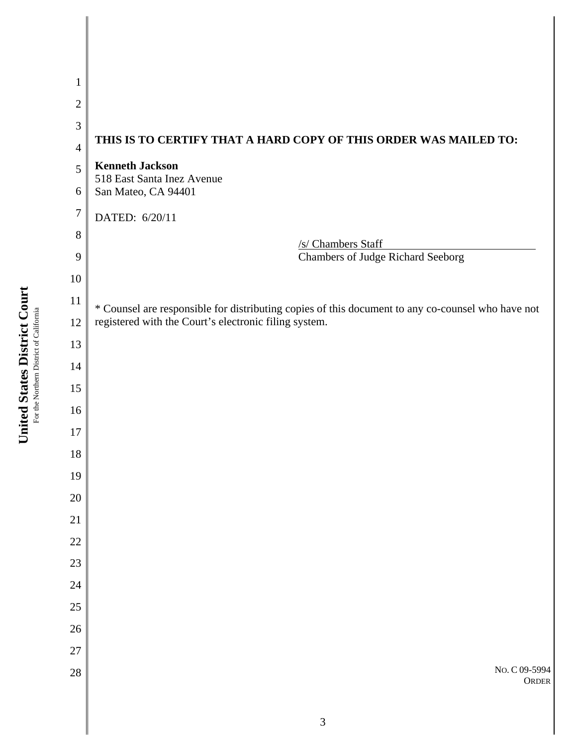**THIS IS TO CERTIFY THAT A HARD COPY OF THIS ORDER WAS MAILED TO:**

**Kenneth Jackson**
518 East Santa Inez Avenue
San Mateo, CA 94401

DATED: 6/20/11

/s/ Chambers Staff
Chambers of Judge Richard Seeborg

* Counsel are responsible for distributing copies of this document to any co-counsel who have not registered with the Court's electronic filing system.